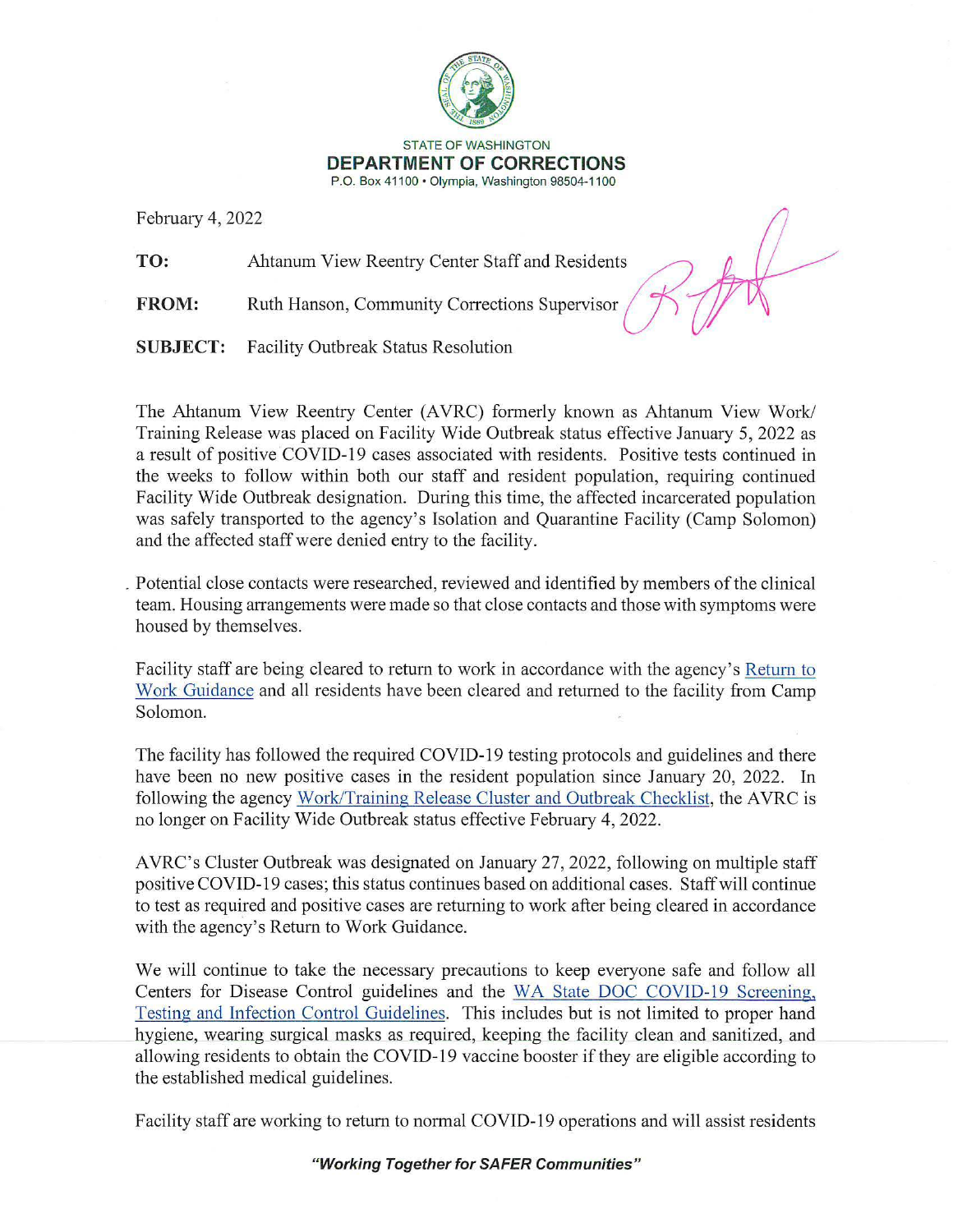STATE OF WASHINGTON
**DEPARTMENT OF CORRECTIONS**
P.O. Box 41100 • Olympia, Washington 98504-1100

February 4, 2022

**TO:** Ahtanum View Reentry Center Staff and Residents

**FROM:** Ruth Hanson, Community Corrections Supervisor

**SUBJECT:** Facility Outbreak Status Resolution

The Ahtanum View Reentry Center (AVRC) formerly known as Ahtanum View Work/ Training Release was placed on Facility Wide Outbreak status effective January 5, 2022 as a result of positive COVID-19 cases associated with residents. Positive tests continued in the weeks to follow within both our staff and resident population, requiring continued Facility Wide Outbreak designation. During this time, the affected incarcerated population was safely transported to the agency's Isolation and Quarantine Facility (Camp Solomon) and the affected staff were denied entry to the facility.

Potential close contacts were researched, reviewed and identified by members of the clinical team. Housing arrangements were made so that close contacts and those with symptoms were housed by themselves.

Facility staff are being cleared to return to work in accordance with the agency's Return to Work Guidance and all residents have been cleared and returned to the facility from Camp Solomon.

The facility has followed the required COVID-19 testing protocols and guidelines and there have been no new positive cases in the resident population since January 20, 2022. In following the agency Work/Training Release Cluster and Outbreak Checklist, the AVRC is no longer on Facility Wide Outbreak status effective February 4, 2022.

AVRC's Cluster Outbreak was designated on January 27, 2022, following on multiple staff positive COVID-19 cases; this status continues based on additional cases. Staff will continue to test as required and positive cases are returning to work after being cleared in accordance with the agency's Return to Work Guidance.

We will continue to take the necessary precautions to keep everyone safe and follow all Centers for Disease Control guidelines and the WA State DOC COVID-19 Screening, Testing and Infection Control Guidelines. This includes but is not limited to proper hand hygiene, wearing surgical masks as required, keeping the facility clean and sanitized, and allowing residents to obtain the COVID-19 vaccine booster if they are eligible according to the established medical guidelines.

Facility staff are working to return to normal COVID-19 operations and will assist residents

***"Working Together for SAFER Communities"***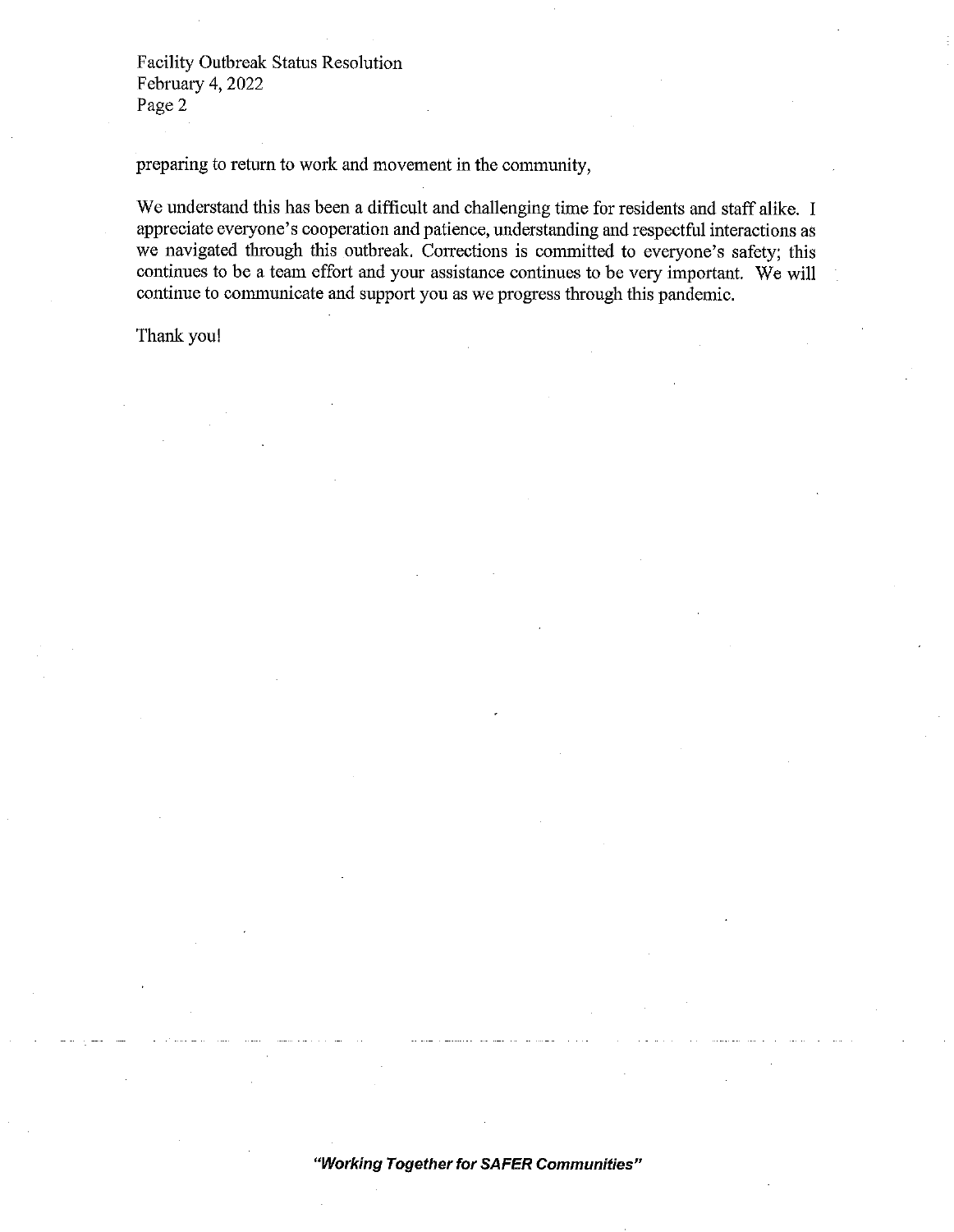preparing to return to work and movement in the community,

We understand this has been a difficult and challenging time for residents and staff alike. I appreciate everyone's cooperation and patience, understanding and respectful interactions as we navigated through this outbreak. Corrections is committed to everyone's safety; this continues to be a team effort and your assistance continues to be very important. We will continue to communicate and support you as we progress through this pandemic.

Thank you!

***"Working Together for SAFER Communities"***